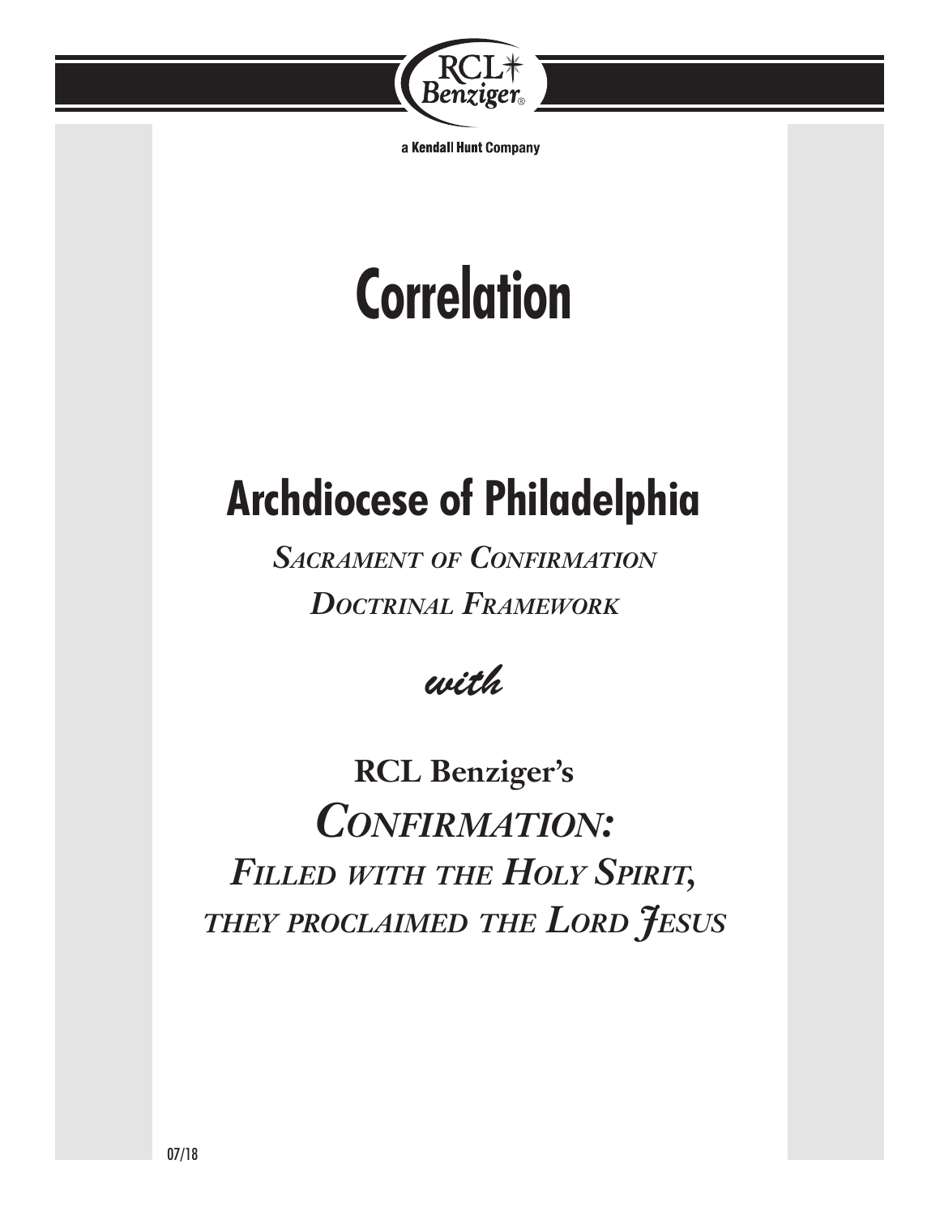RCL Benziger

a Kendall Hunt Company

# Correlation

## Archdiocese of Philadelphia

***Sacrament of Confirmation***

***Doctrinal Framework***

*with*

**RCL Benziger's**

## ***Confirmation:***
## ***Filled with the Holy Spirit, they proclaimed the Lord Jesus***

07/18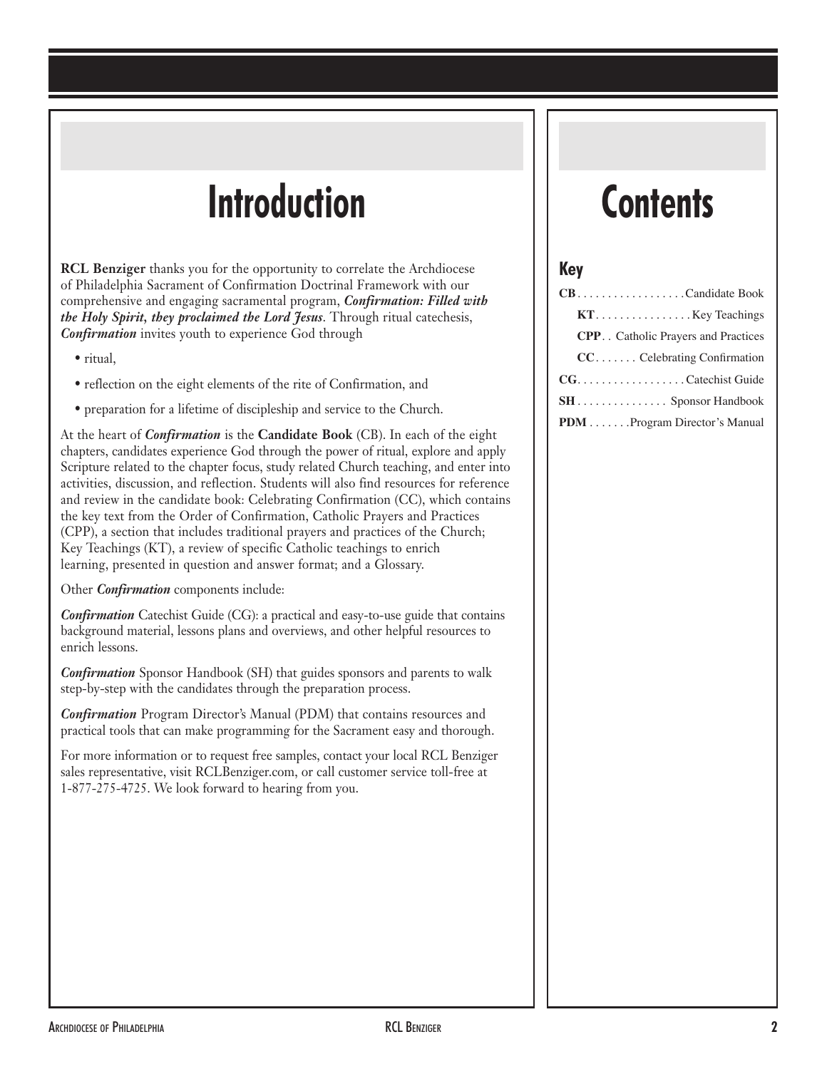# Introduction

**RCL Benziger** thanks you for the opportunity to correlate the Archdiocese of Philadelphia Sacrament of Confirmation Doctrinal Framework with our comprehensive and engaging sacramental program, ***Confirmation: Filled with the Holy Spirit, they proclaimed the Lord Jesus***. Through ritual catechesis, ***Confirmation*** invites youth to experience God through

- ritual,
- reflection on the eight elements of the rite of Confirmation, and
- preparation for a lifetime of discipleship and service to the Church.

At the heart of ***Confirmation*** is the **Candidate Book** (CB). In each of the eight chapters, candidates experience God through the power of ritual, explore and apply Scripture related to the chapter focus, study related Church teaching, and enter into activities, discussion, and reflection. Students will also find resources for reference and review in the candidate book: Celebrating Confirmation (CC), which contains the key text from the Order of Confirmation, Catholic Prayers and Practices (CPP), a section that includes traditional prayers and practices of the Church; Key Teachings (KT), a review of specific Catholic teachings to enrich learning, presented in question and answer format; and a Glossary.

Other ***Confirmation*** components include:

***Confirmation*** Catechist Guide (CG): a practical and easy-to-use guide that contains background material, lessons plans and overviews, and other helpful resources to enrich lessons.

***Confirmation*** Sponsor Handbook (SH) that guides sponsors and parents to walk step-by-step with the candidates through the preparation process.

***Confirmation*** Program Director's Manual (PDM) that contains resources and practical tools that can make programming for the Sacrament easy and thorough.

For more information or to request free samples, contact your local RCL Benziger sales representative, visit RCLBenziger.com, or call customer service toll-free at 1-877-275-4725. We look forward to hearing from you.

# Contents

## Key

**CB** . . . . . . . . . . . . . . . . . . Candidate Book
- **KT** . . . . . . . . . . . . . . . . Key Teachings
- **CPP** . . Catholic Prayers and Practices
- **CC** . . . . . . . Celebrating Confirmation

**CG** . . . . . . . . . . . . . . . . . . Catechist Guide

**SH** . . . . . . . . . . . . . . . Sponsor Handbook

**PDM** . . . . . . . Program Director's Manual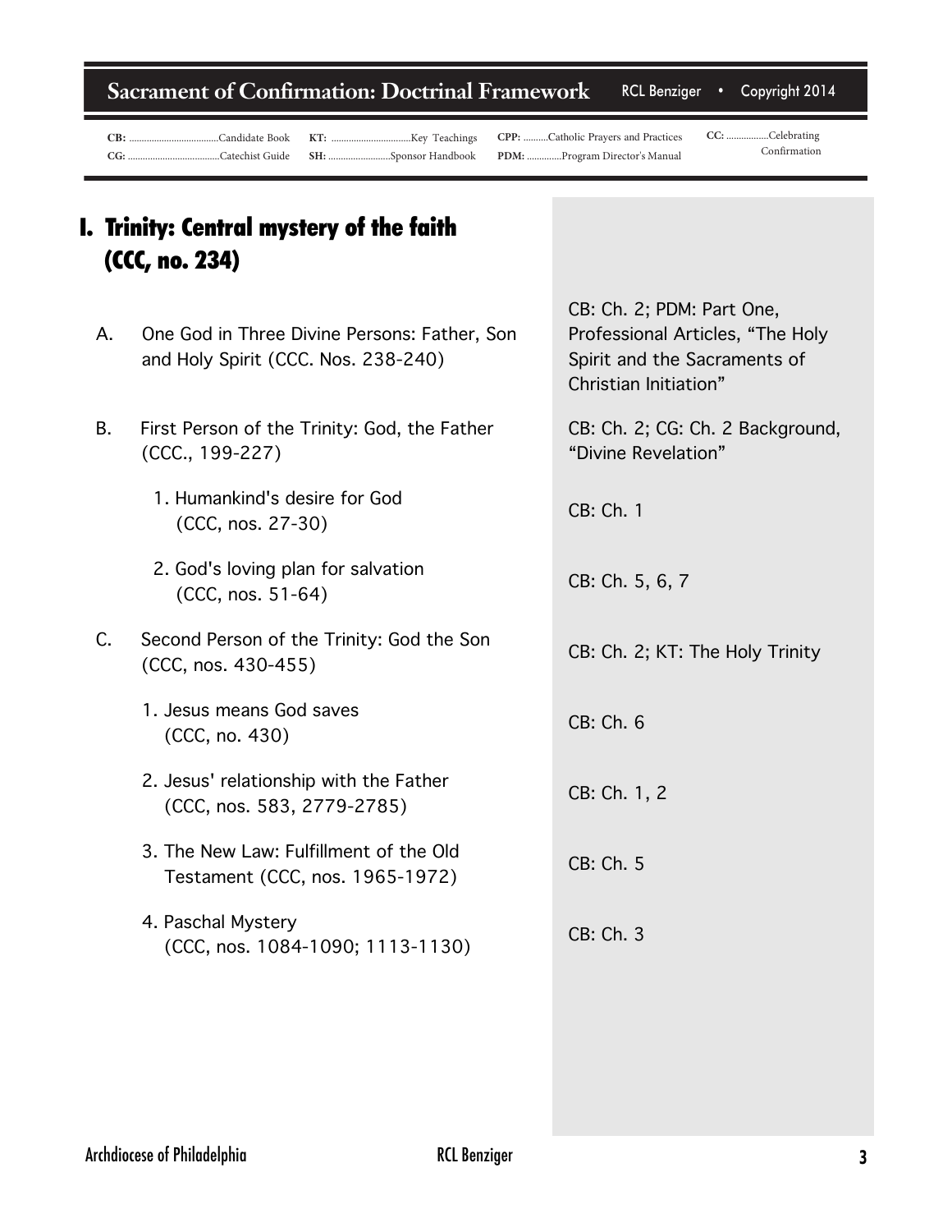**CB:** ....................................Candidate Book **KT:** ................................Key Teachings **CPP:** ..........Catholic Prayers and Practices **CC:** .................Celebrating Confirmation
**CG:** .....................................Catechist Guide **SH:** .........................Sponsor Handbook **PDM:** .............Program Director's Manual

# I. Trinity: Central mystery of the faith (CCC, no. 234)

| | |
|---|---|
| A. One God in Three Divine Persons: Father, Son and Holy Spirit (CCC. Nos. 238-240) | CB: Ch. 2; PDM: Part One, Professional Articles, "The Holy Spirit and the Sacraments of Christian Initiation" |
| B. First Person of the Trinity: God, the Father (CCC., 199-227) | CB: Ch. 2; CG: Ch. 2 Background, "Divine Revelation" |
| 1. Humankind's desire for God (CCC, nos. 27-30) | CB: Ch. 1 |
| 2. God's loving plan for salvation (CCC, nos. 51-64) | CB: Ch. 5, 6, 7 |
| C. Second Person of the Trinity: God the Son (CCC, nos. 430-455) | CB: Ch. 2; KT: The Holy Trinity |
| 1. Jesus means God saves (CCC, no. 430) | CB: Ch. 6 |
| 2. Jesus' relationship with the Father (CCC, nos. 583, 2779-2785) | CB: Ch. 1, 2 |
| 3. The New Law: Fulfillment of the Old Testament (CCC, nos. 1965-1972) | CB: Ch. 5 |
| 4. Paschal Mystery (CCC, nos. 1084-1090; 1113-1130) | CB: Ch. 3 |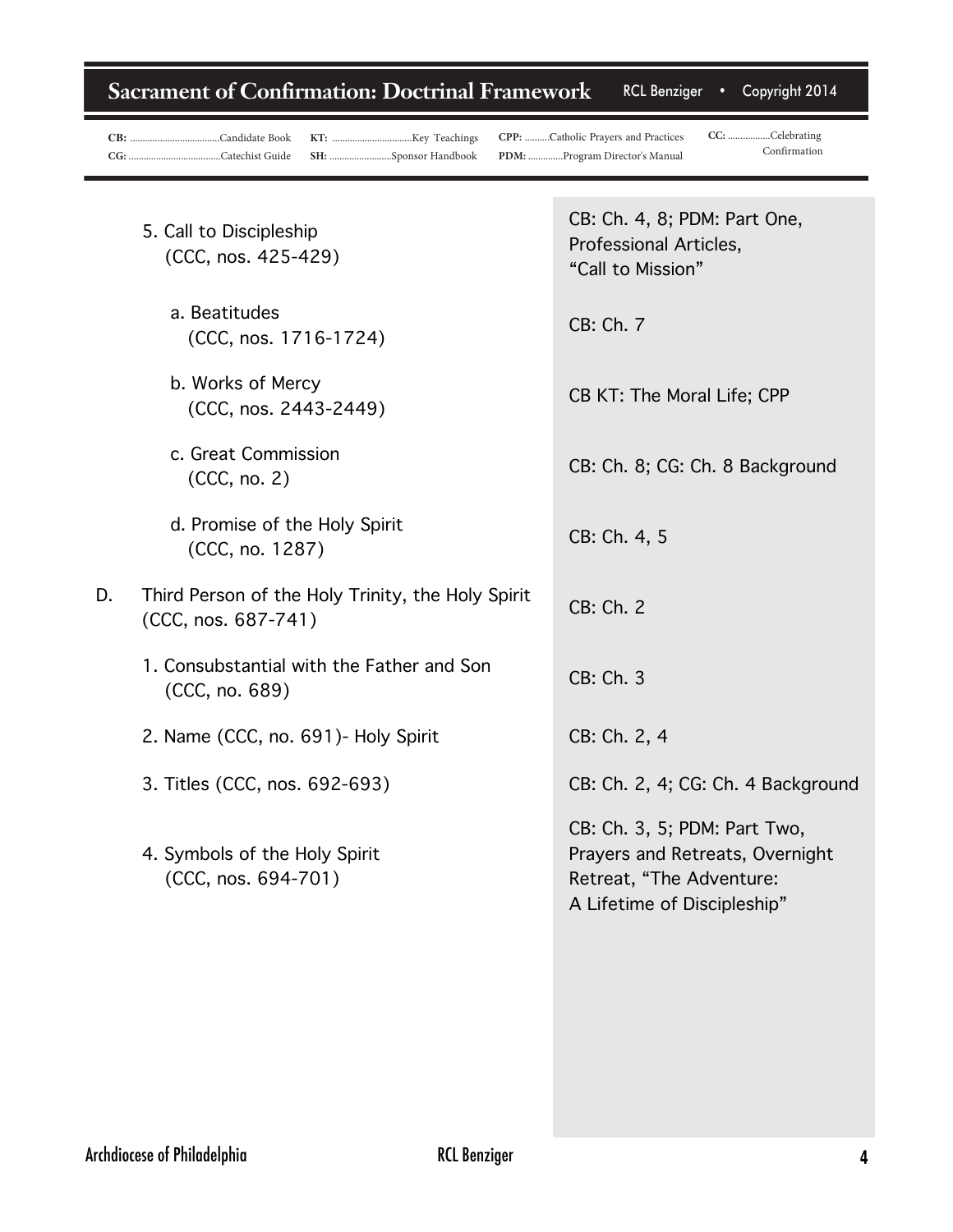| | |
|---|---|
| 5. Call to Discipleship (CCC, nos. 425-429) | CB: Ch. 4, 8; PDM: Part One, Professional Articles, “Call to Mission” |
| a. Beatitudes (CCC, nos. 1716-1724) | CB: Ch. 7 |
| b. Works of Mercy (CCC, nos. 2443-2449) | CB KT: The Moral Life; CPP |
| c. Great Commission (CCC, no. 2) | CB: Ch. 8; CG: Ch. 8 Background |
| d. Promise of the Holy Spirit (CCC, no. 1287) | CB: Ch. 4, 5 |
| D. Third Person of the Holy Trinity, the Holy Spirit (CCC, nos. 687-741) | CB: Ch. 2 |
| 1. Consubstantial with the Father and Son (CCC, no. 689) | CB: Ch. 3 |
| 2. Name (CCC, no. 691)- Holy Spirit | CB: Ch. 2, 4 |
| 3. Titles (CCC, nos. 692-693) | CB: Ch. 2, 4; CG: Ch. 4 Background |
| 4. Symbols of the Holy Spirit (CCC, nos. 694-701) | CB: Ch. 3, 5; PDM: Part Two, Prayers and Retreats, Overnight Retreat, “The Adventure: A Lifetime of Discipleship” |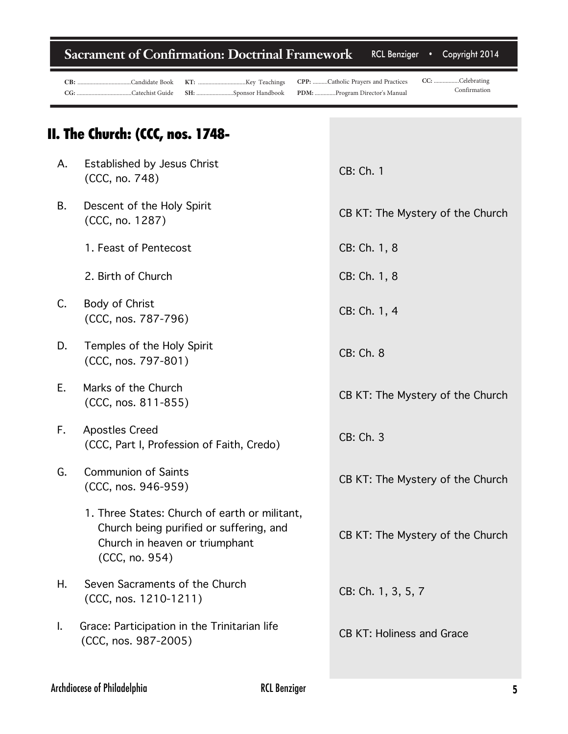## II. The Church: (CCC, nos. 1748-

| | |
|---|---|
| A. Established by Jesus Christ (CCC, no. 748) | CB: Ch. 1 |
| B. Descent of the Holy Spirit (CCC, no. 1287) | CB KT: The Mystery of the Church |
| 1. Feast of Pentecost | CB: Ch. 1, 8 |
| 2. Birth of Church | CB: Ch. 1, 8 |
| C. Body of Christ (CCC, nos. 787-796) | CB: Ch. 1, 4 |
| D. Temples of the Holy Spirit (CCC, nos. 797-801) | CB: Ch. 8 |
| E. Marks of the Church (CCC, nos. 811-855) | CB KT: The Mystery of the Church |
| F. Apostles Creed (CCC, Part I, Profession of Faith, Credo) | CB: Ch. 3 |
| G. Communion of Saints (CCC, nos. 946-959) | CB KT: The Mystery of the Church |
| 1. Three States: Church of earth or militant, Church being purified or suffering, and Church in heaven or triumphant (CCC, no. 954) | CB KT: The Mystery of the Church |
| H. Seven Sacraments of the Church (CCC, nos. 1210-1211) | CB: Ch. 1, 3, 5, 7 |
| I. Grace: Participation in the Trinitarian life (CCC, nos. 987-2005) | CB KT: Holiness and Grace |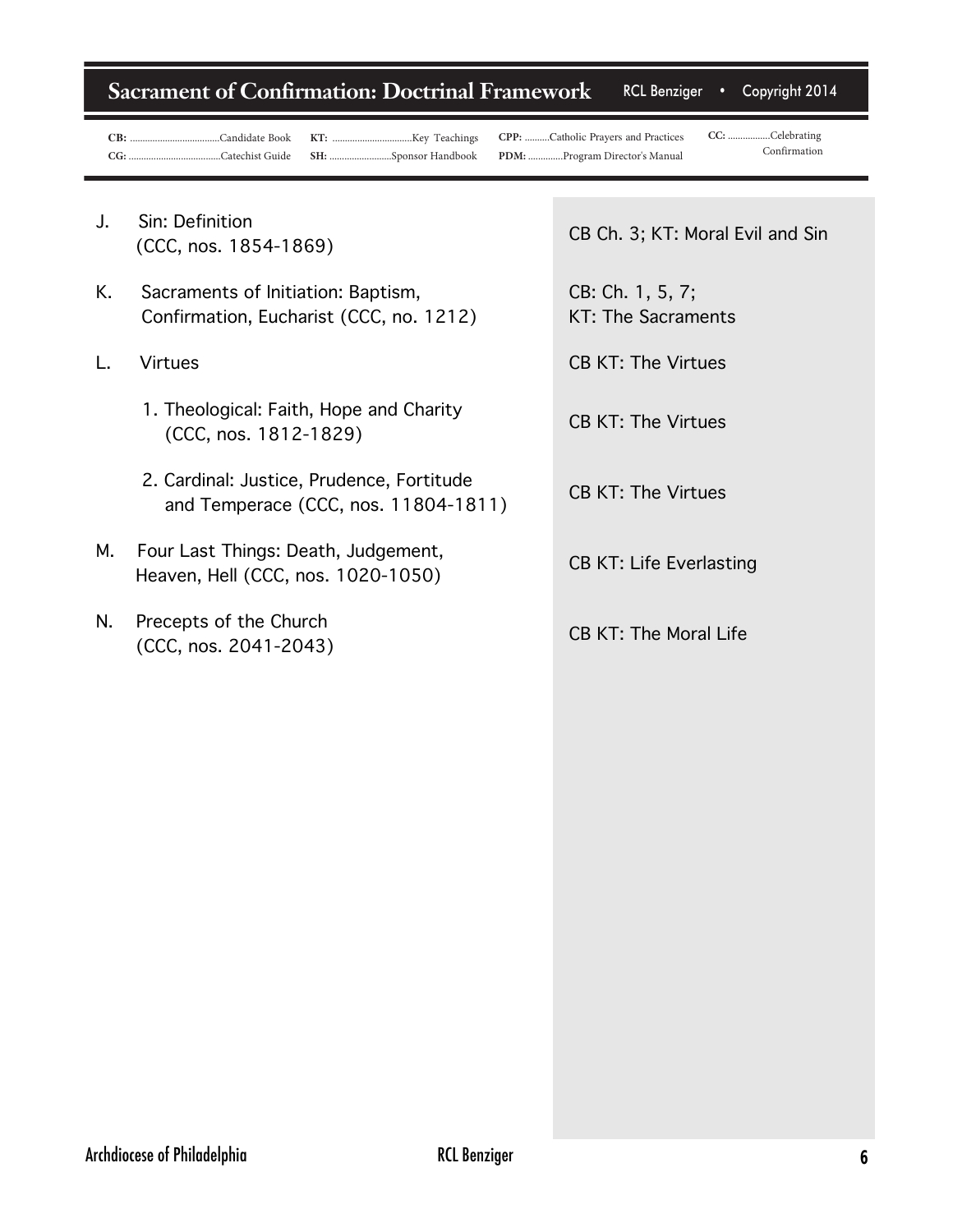| | |
|---|---|
| J. Sin: Definition (CCC, nos. 1854-1869) | CB Ch. 3; KT: Moral Evil and Sin |
| K. Sacraments of Initiation: Baptism, Confirmation, Eucharist (CCC, no. 1212) | CB: Ch. 1, 5, 7; KT: The Sacraments |
| L. Virtues | CB KT: The Virtues |
| 1. Theological: Faith, Hope and Charity (CCC, nos. 1812-1829) | CB KT: The Virtues |
| 2. Cardinal: Justice, Prudence, Fortitude and Temperace (CCC, nos. 11804-1811) | CB KT: The Virtues |
| M. Four Last Things: Death, Judgement, Heaven, Hell (CCC, nos. 1020-1050) | CB KT: Life Everlasting |
| N. Precepts of the Church (CCC, nos. 2041-2043) | CB KT: The Moral Life |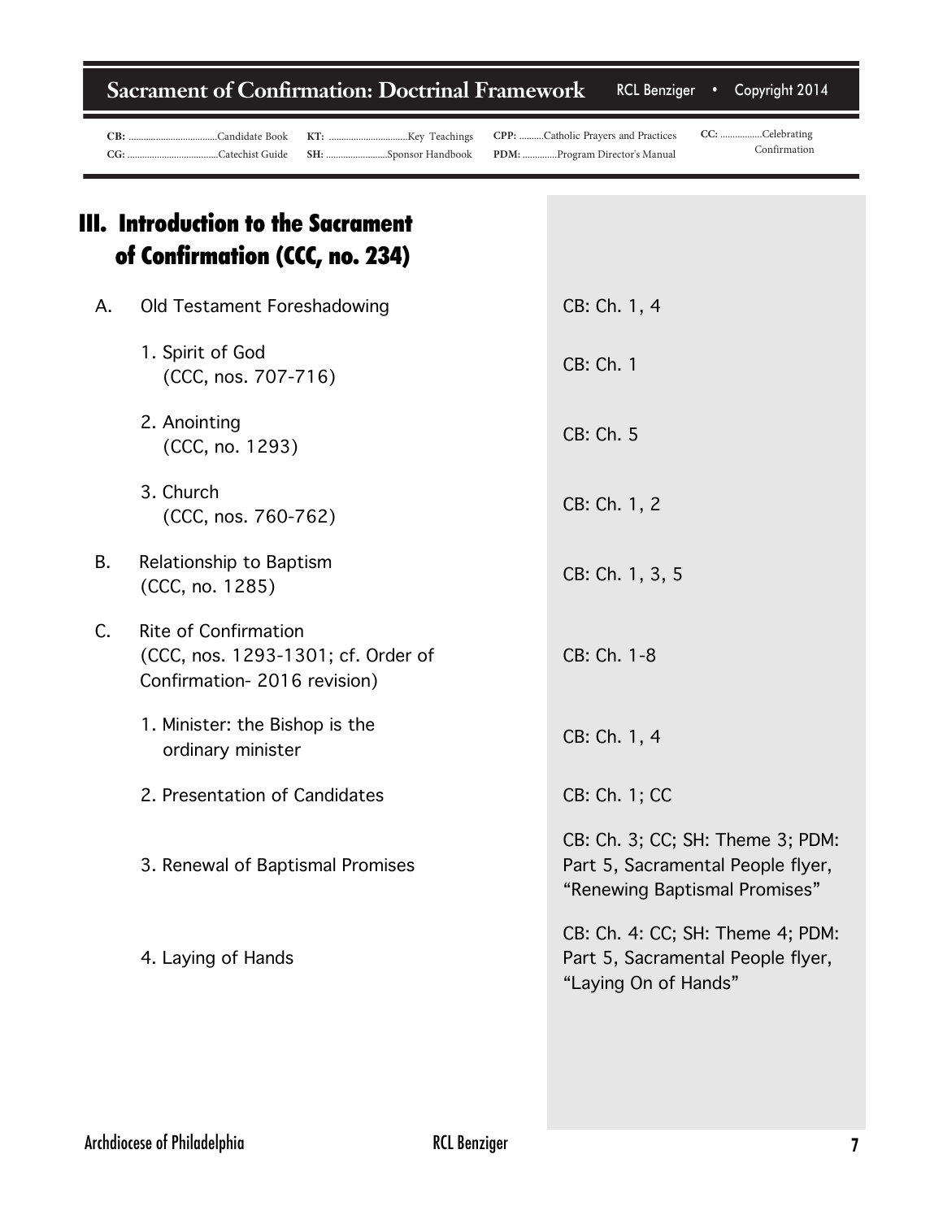| | |
|---|---|
| **CB:** Candidate Book | **KT:** Key Teachings |
| **CG:** Catechist Guide | **SH:** Sponsor Handbook |
| **CPP:** Catholic Prayers and Practices | **CC:** Celebrating Confirmation |
| **PDM:** Program Director's Manual | |

## III. Introduction to the Sacrament of Confirmation (CCC, no. 234)

| | |
|---|---|
| A. Old Testament Foreshadowing | CB: Ch. 1, 4 |
| 1. Spirit of God (CCC, nos. 707-716) | CB: Ch. 1 |
| 2. Anointing (CCC, no. 1293) | CB: Ch. 5 |
| 3. Church (CCC, nos. 760-762) | CB: Ch. 1, 2 |
| B. Relationship to Baptism (CCC, no. 1285) | CB: Ch. 1, 3, 5 |
| C. Rite of Confirmation (CCC, nos. 1293-1301; cf. Order of Confirmation- 2016 revision) | CB: Ch. 1-8 |
| 1. Minister: the Bishop is the ordinary minister | CB: Ch. 1, 4 |
| 2. Presentation of Candidates | CB: Ch. 1; CC |
| 3. Renewal of Baptismal Promises | CB: Ch. 3; CC; SH: Theme 3; PDM: Part 5, Sacramental People flyer, "Renewing Baptismal Promises" |
| 4. Laying of Hands | CB: Ch. 4: CC; SH: Theme 4; PDM: Part 5, Sacramental People flyer, "Laying On of Hands" |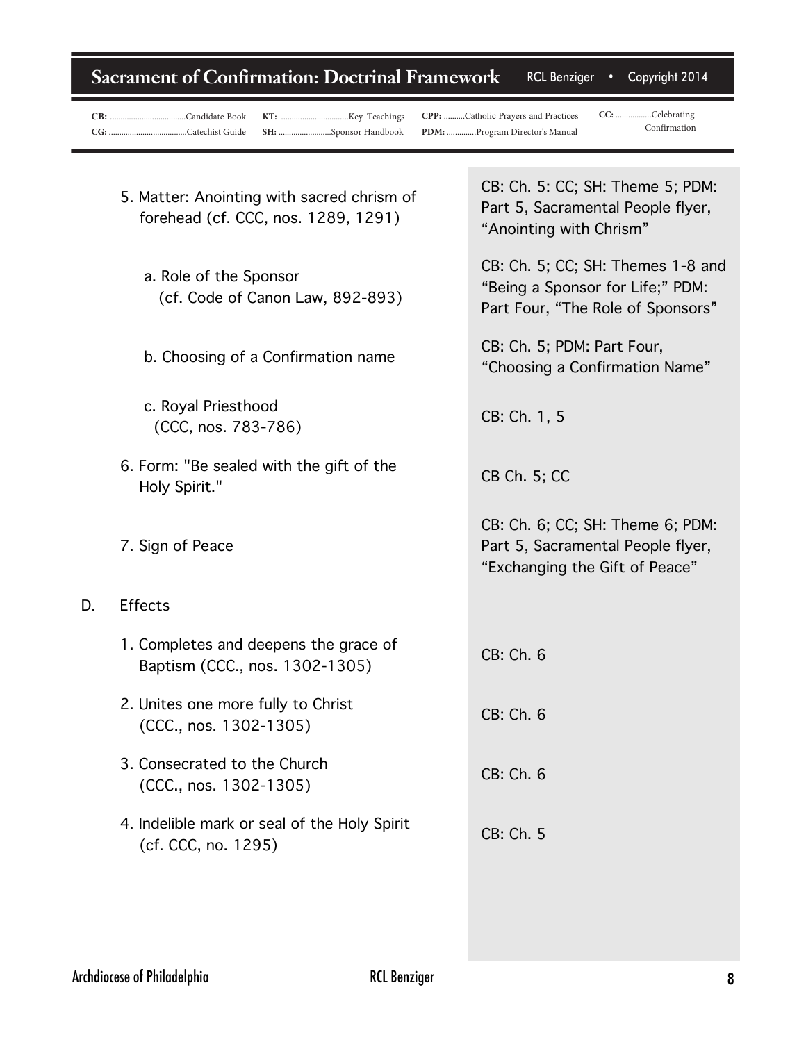| | |
|---|---|
| 5. Matter: Anointing with sacred chrism of forehead (cf. CCC, nos. 1289, 1291) | CB: Ch. 5: CC; SH: Theme 5; PDM: Part 5, Sacramental People flyer, "Anointing with Chrism" |
| a. Role of the Sponsor (cf. Code of Canon Law, 892-893) | CB: Ch. 5; CC; SH: Themes 1-8 and "Being a Sponsor for Life;" PDM: Part Four, "The Role of Sponsors" |
| b. Choosing of a Confirmation name | CB: Ch. 5; PDM: Part Four, "Choosing a Confirmation Name" |
| c. Royal Priesthood (CCC, nos. 783-786) | CB: Ch. 1, 5 |
| 6. Form: "Be sealed with the gift of the Holy Spirit." | CB Ch. 5; CC |
| 7. Sign of Peace | CB: Ch. 6; CC; SH: Theme 6; PDM: Part 5, Sacramental People flyer, "Exchanging the Gift of Peace" |
| D. Effects | |
| 1. Completes and deepens the grace of Baptism (CCC., nos. 1302-1305) | CB: Ch. 6 |
| 2. Unites one more fully to Christ (CCC., nos. 1302-1305) | CB: Ch. 6 |
| 3. Consecrated to the Church (CCC., nos. 1302-1305) | CB: Ch. 6 |
| 4. Indelible mark or seal of the Holy Spirit (cf. CCC, no. 1295) | CB: Ch. 5 |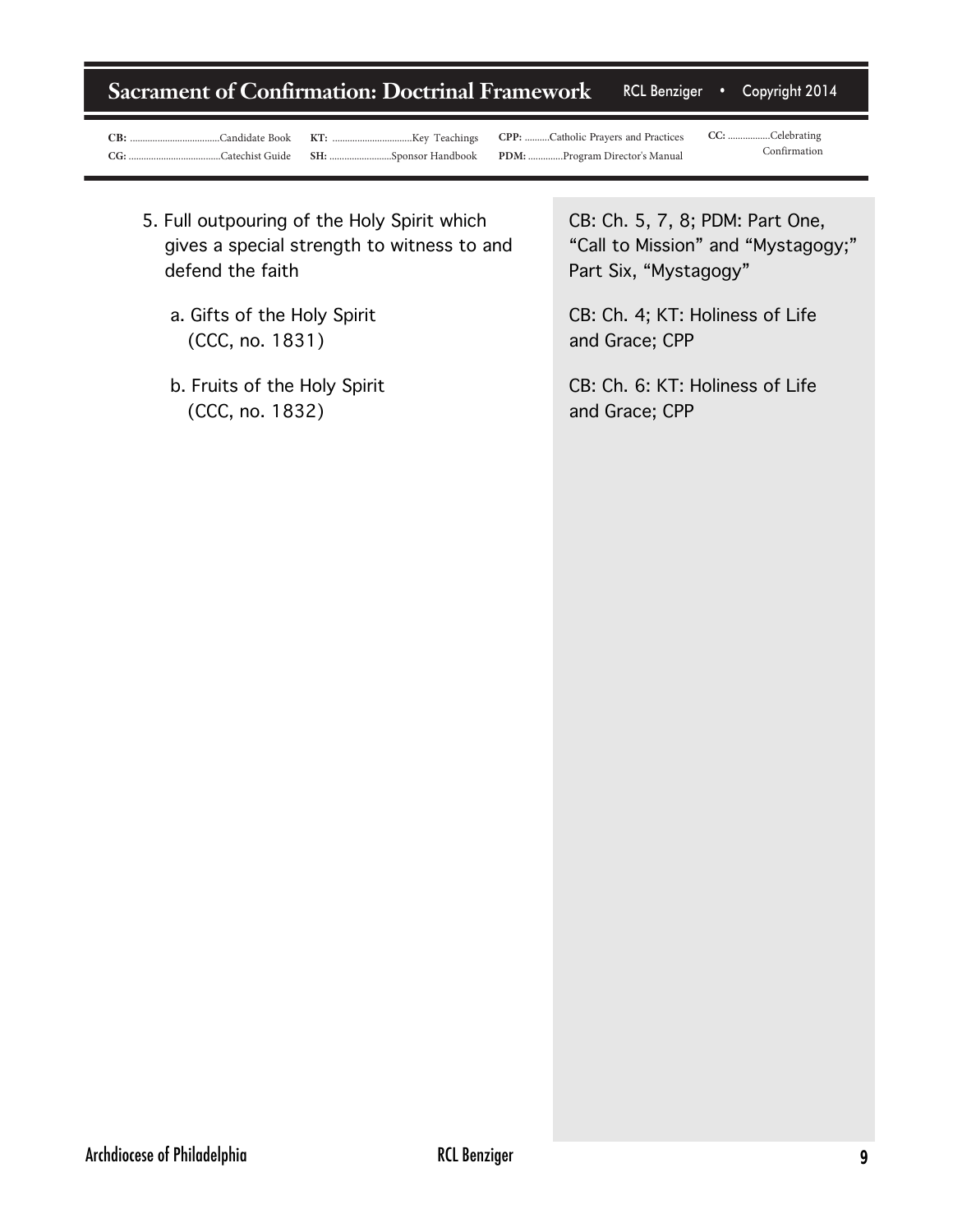# Sacrament of Confirmation: Doctrinal Framework

RCL Benziger • Copyright 2014

| | | | |
|---|---|---|---|
| **CB:** Candidate Book | **KT:** Key Teachings | **CPP:** Catholic Prayers and Practices | **CC:** Celebrating Confirmation |
| **CG:** Catechist Guide | **SH:** Sponsor Handbook | **PDM:** Program Director's Manual | |

| | |
|---|---|
| 5. Full outpouring of the Holy Spirit which gives a special strength to witness to and defend the faith | CB: Ch. 5, 7, 8; PDM: Part One, "Call to Mission" and "Mystagogy;" Part Six, "Mystagogy" |
| a. Gifts of the Holy Spirit (CCC, no. 1831) | CB: Ch. 4; KT: Holiness of Life and Grace; CPP |
| b. Fruits of the Holy Spirit (CCC, no. 1832) | CB: Ch. 6: KT: Holiness of Life and Grace; CPP |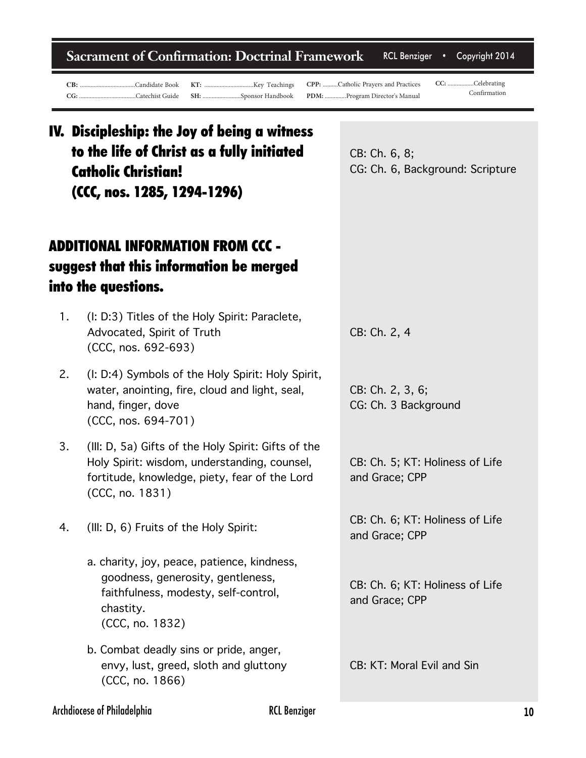| CB: ....Candidate Book | KT: ....Key Teachings | CPP: ....Catholic Prayers and Practices | CC: ....Celebrating Confirmation |
|---|---|---|---|
| CG: ....Catechist Guide | SH: ....Sponsor Handbook | PDM: ....Program Director's Manual | |

| | |
|---|---|
| **IV. Discipleship: the Joy of being a witness to the life of Christ as a fully initiated Catholic Christian! (CCC, nos. 1285, 1294-1296)** | CB: Ch. 6, 8; CG: Ch. 6, Background: Scripture |
| **ADDITIONAL INFORMATION FROM CCC - suggest that this information be merged into the questions.** | |
| 1. (I: D:3) Titles of the Holy Spirit: Paraclete, Advocated, Spirit of Truth (CCC, nos. 692-693) | CB: Ch. 2, 4 |
| 2. (I: D:4) Symbols of the Holy Spirit: Holy Spirit, water, anointing, fire, cloud and light, seal, hand, finger, dove (CCC, nos. 694-701) | CB: Ch. 2, 3, 6; CG: Ch. 3 Background |
| 3. (III: D, 5a) Gifts of the Holy Spirit: Gifts of the Holy Spirit: wisdom, understanding, counsel, fortitude, knowledge, piety, fear of the Lord (CCC, no. 1831) | CB: Ch. 5; KT: Holiness of Life and Grace; CPP |
| 4. (III: D, 6) Fruits of the Holy Spirit: | CB: Ch. 6; KT: Holiness of Life and Grace; CPP |
| a. charity, joy, peace, patience, kindness, goodness, generosity, gentleness, faithfulness, modesty, self-control, chastity. (CCC, no. 1832) | CB: Ch. 6; KT: Holiness of Life and Grace; CPP |
| b. Combat deadly sins or pride, anger, envy, lust, greed, sloth and gluttony (CCC, no. 1866) | CB: KT: Moral Evil and Sin |

Archdiocese of Philadelphia RCL Benziger